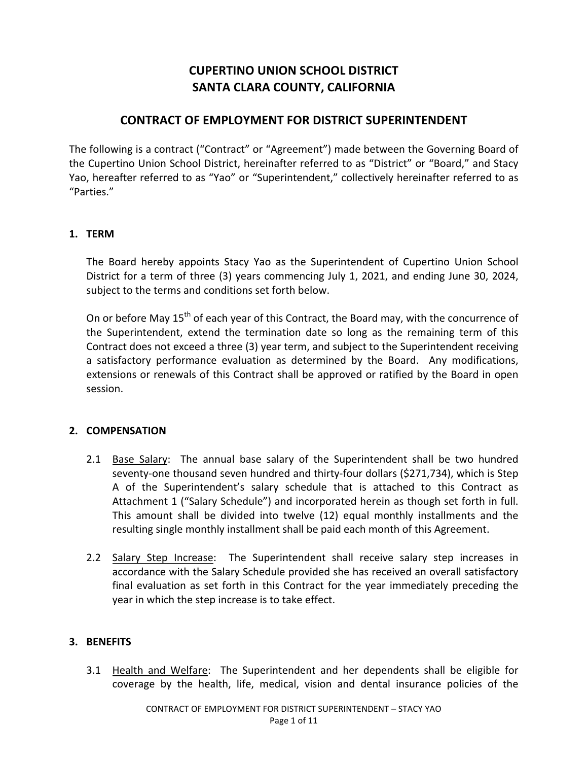# CUPERTINO UNION SCHOOL DISTRICT
# SANTA CLARA COUNTY, CALIFORNIA

## CONTRACT OF EMPLOYMENT FOR DISTRICT SUPERINTENDENT

The following is a contract ("Contract" or "Agreement") made between the Governing Board of the Cupertino Union School District, hereinafter referred to as "District" or "Board," and Stacy Yao, hereafter referred to as "Yao" or "Superintendent," collectively hereinafter referred to as "Parties."

### 1. TERM

The Board hereby appoints Stacy Yao as the Superintendent of Cupertino Union School District for a term of three (3) years commencing July 1, 2021, and ending June 30, 2024, subject to the terms and conditions set forth below.

On or before May 15th of each year of this Contract, the Board may, with the concurrence of the Superintendent, extend the termination date so long as the remaining term of this Contract does not exceed a three (3) year term, and subject to the Superintendent receiving a satisfactory performance evaluation as determined by the Board. Any modifications, extensions or renewals of this Contract shall be approved or ratified by the Board in open session.

### 2. COMPENSATION

2.1 Base Salary: The annual base salary of the Superintendent shall be two hundred seventy-one thousand seven hundred and thirty-four dollars ($271,734), which is Step A of the Superintendent's salary schedule that is attached to this Contract as Attachment 1 ("Salary Schedule") and incorporated herein as though set forth in full. This amount shall be divided into twelve (12) equal monthly installments and the resulting single monthly installment shall be paid each month of this Agreement.

2.2 Salary Step Increase: The Superintendent shall receive salary step increases in accordance with the Salary Schedule provided she has received an overall satisfactory final evaluation as set forth in this Contract for the year immediately preceding the year in which the step increase is to take effect.

### 3. BENEFITS

3.1 Health and Welfare: The Superintendent and her dependents shall be eligible for coverage by the health, life, medical, vision and dental insurance policies of the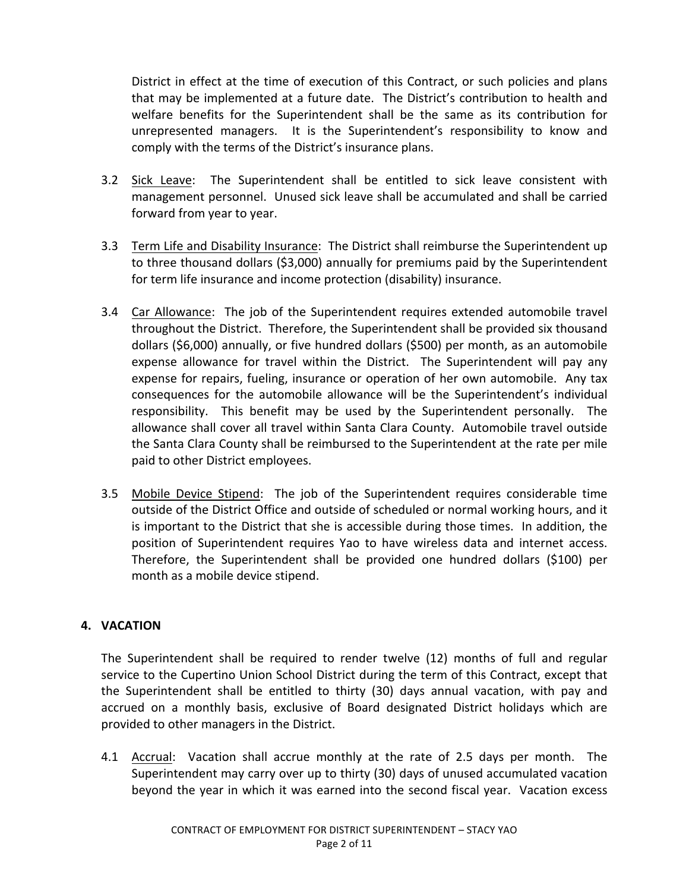District in effect at the time of execution of this Contract, or such policies and plans that may be implemented at a future date. The District's contribution to health and welfare benefits for the Superintendent shall be the same as its contribution for unrepresented managers. It is the Superintendent's responsibility to know and comply with the terms of the District's insurance plans.

3.2 Sick Leave: The Superintendent shall be entitled to sick leave consistent with management personnel. Unused sick leave shall be accumulated and shall be carried forward from year to year.

3.3 Term Life and Disability Insurance: The District shall reimburse the Superintendent up to three thousand dollars ($3,000) annually for premiums paid by the Superintendent for term life insurance and income protection (disability) insurance.

3.4 Car Allowance: The job of the Superintendent requires extended automobile travel throughout the District. Therefore, the Superintendent shall be provided six thousand dollars ($6,000) annually, or five hundred dollars ($500) per month, as an automobile expense allowance for travel within the District. The Superintendent will pay any expense for repairs, fueling, insurance or operation of her own automobile. Any tax consequences for the automobile allowance will be the Superintendent's individual responsibility. This benefit may be used by the Superintendent personally. The allowance shall cover all travel within Santa Clara County. Automobile travel outside the Santa Clara County shall be reimbursed to the Superintendent at the rate per mile paid to other District employees.

3.5 Mobile Device Stipend: The job of the Superintendent requires considerable time outside of the District Office and outside of scheduled or normal working hours, and it is important to the District that she is accessible during those times. In addition, the position of Superintendent requires Yao to have wireless data and internet access. Therefore, the Superintendent shall be provided one hundred dollars ($100) per month as a mobile device stipend.

## 4. VACATION

The Superintendent shall be required to render twelve (12) months of full and regular service to the Cupertino Union School District during the term of this Contract, except that the Superintendent shall be entitled to thirty (30) days annual vacation, with pay and accrued on a monthly basis, exclusive of Board designated District holidays which are provided to other managers in the District.

4.1 Accrual: Vacation shall accrue monthly at the rate of 2.5 days per month. The Superintendent may carry over up to thirty (30) days of unused accumulated vacation beyond the year in which it was earned into the second fiscal year. Vacation excess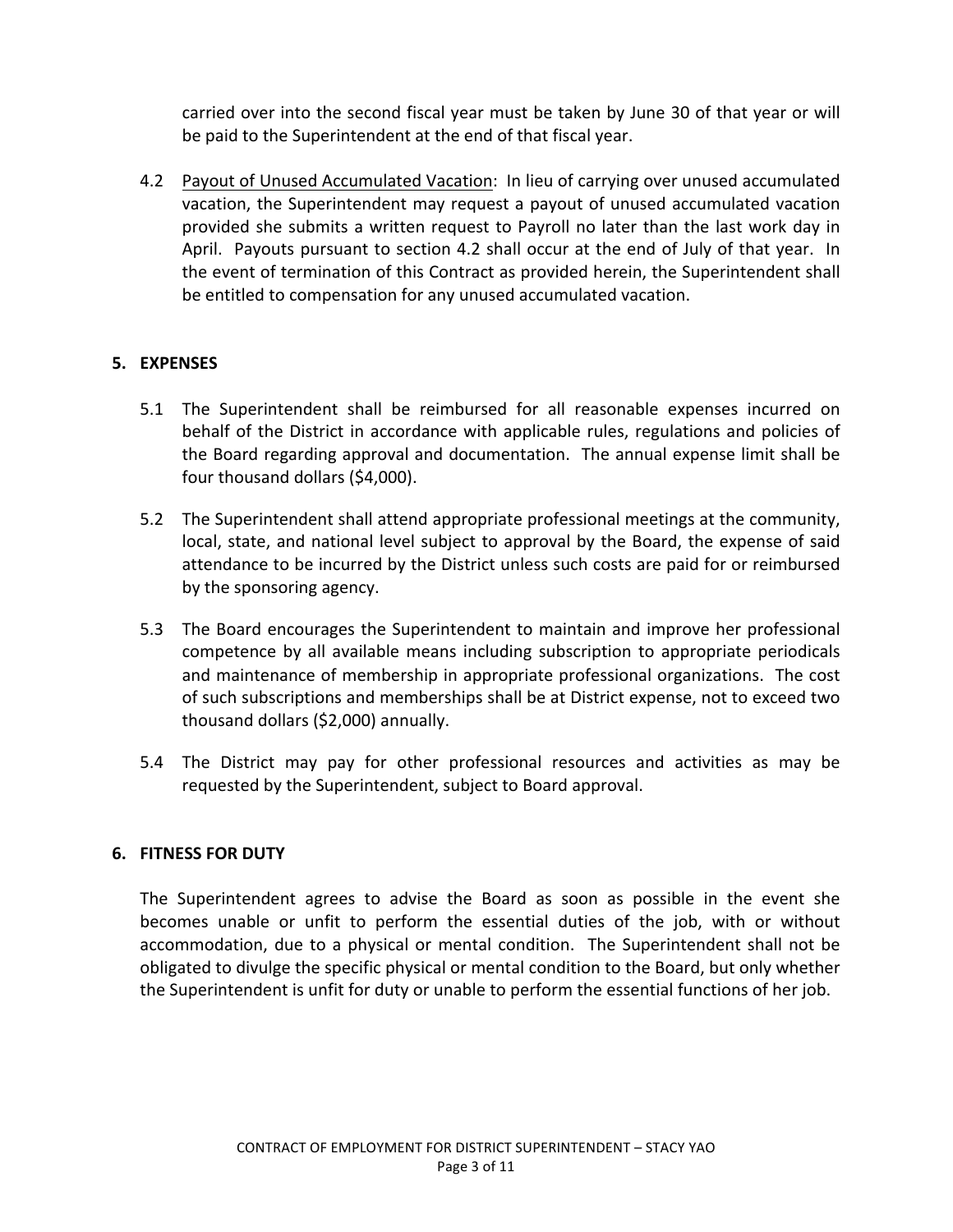carried over into the second fiscal year must be taken by June 30 of that year or will be paid to the Superintendent at the end of that fiscal year.

4.2 Payout of Unused Accumulated Vacation: In lieu of carrying over unused accumulated vacation, the Superintendent may request a payout of unused accumulated vacation provided she submits a written request to Payroll no later than the last work day in April. Payouts pursuant to section 4.2 shall occur at the end of July of that year. In the event of termination of this Contract as provided herein, the Superintendent shall be entitled to compensation for any unused accumulated vacation.

## 5. EXPENSES

5.1 The Superintendent shall be reimbursed for all reasonable expenses incurred on behalf of the District in accordance with applicable rules, regulations and policies of the Board regarding approval and documentation. The annual expense limit shall be four thousand dollars ($4,000).

5.2 The Superintendent shall attend appropriate professional meetings at the community, local, state, and national level subject to approval by the Board, the expense of said attendance to be incurred by the District unless such costs are paid for or reimbursed by the sponsoring agency.

5.3 The Board encourages the Superintendent to maintain and improve her professional competence by all available means including subscription to appropriate periodicals and maintenance of membership in appropriate professional organizations. The cost of such subscriptions and memberships shall be at District expense, not to exceed two thousand dollars ($2,000) annually.

5.4 The District may pay for other professional resources and activities as may be requested by the Superintendent, subject to Board approval.

## 6. FITNESS FOR DUTY

The Superintendent agrees to advise the Board as soon as possible in the event she becomes unable or unfit to perform the essential duties of the job, with or without accommodation, due to a physical or mental condition. The Superintendent shall not be obligated to divulge the specific physical or mental condition to the Board, but only whether the Superintendent is unfit for duty or unable to perform the essential functions of her job.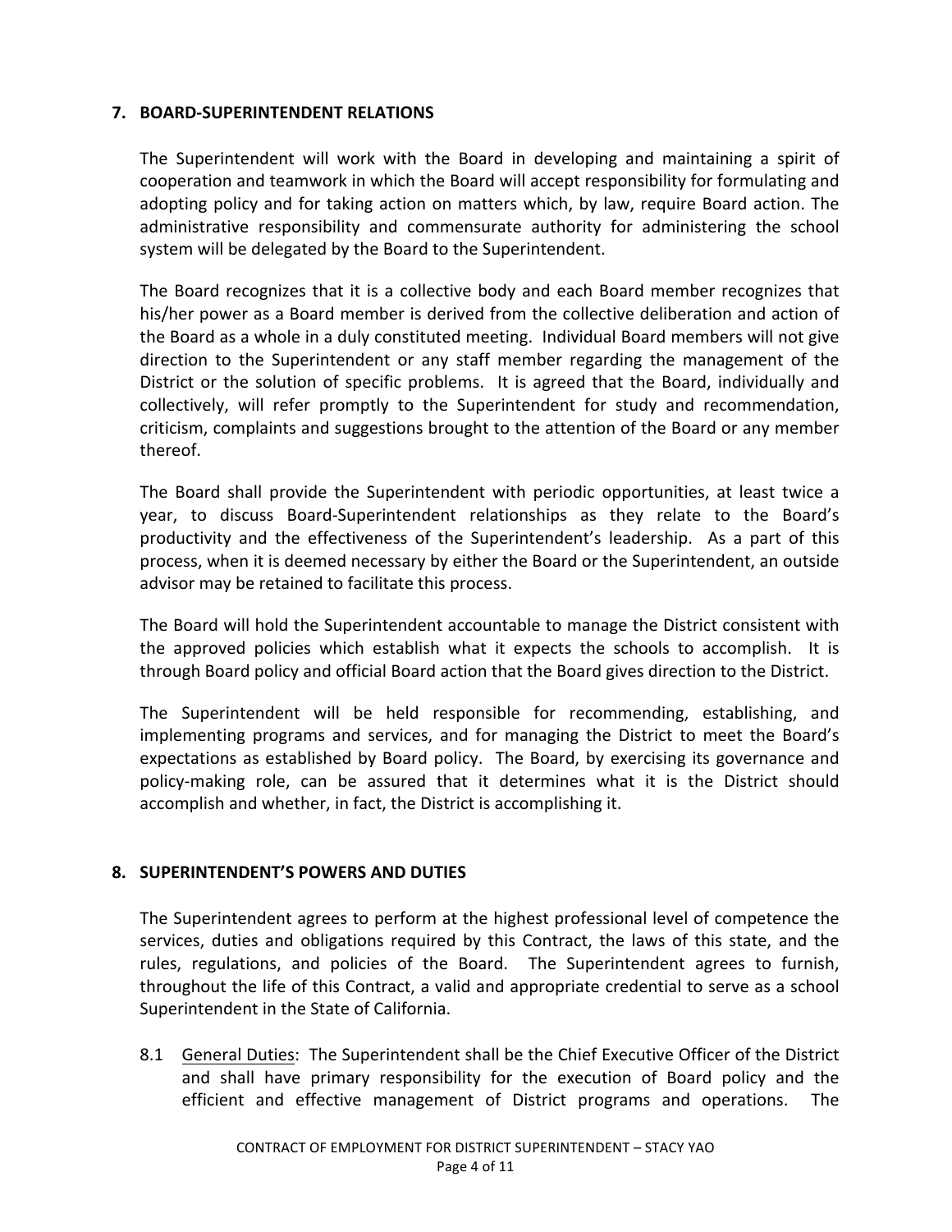## 7. BOARD-SUPERINTENDENT RELATIONS

The Superintendent will work with the Board in developing and maintaining a spirit of cooperation and teamwork in which the Board will accept responsibility for formulating and adopting policy and for taking action on matters which, by law, require Board action. The administrative responsibility and commensurate authority for administering the school system will be delegated by the Board to the Superintendent.

The Board recognizes that it is a collective body and each Board member recognizes that his/her power as a Board member is derived from the collective deliberation and action of the Board as a whole in a duly constituted meeting. Individual Board members will not give direction to the Superintendent or any staff member regarding the management of the District or the solution of specific problems. It is agreed that the Board, individually and collectively, will refer promptly to the Superintendent for study and recommendation, criticism, complaints and suggestions brought to the attention of the Board or any member thereof.

The Board shall provide the Superintendent with periodic opportunities, at least twice a year, to discuss Board-Superintendent relationships as they relate to the Board's productivity and the effectiveness of the Superintendent's leadership. As a part of this process, when it is deemed necessary by either the Board or the Superintendent, an outside advisor may be retained to facilitate this process.

The Board will hold the Superintendent accountable to manage the District consistent with the approved policies which establish what it expects the schools to accomplish. It is through Board policy and official Board action that the Board gives direction to the District.

The Superintendent will be held responsible for recommending, establishing, and implementing programs and services, and for managing the District to meet the Board's expectations as established by Board policy. The Board, by exercising its governance and policy-making role, can be assured that it determines what it is the District should accomplish and whether, in fact, the District is accomplishing it.

## 8. SUPERINTENDENT'S POWERS AND DUTIES

The Superintendent agrees to perform at the highest professional level of competence the services, duties and obligations required by this Contract, the laws of this state, and the rules, regulations, and policies of the Board. The Superintendent agrees to furnish, throughout the life of this Contract, a valid and appropriate credential to serve as a school Superintendent in the State of California.

8.1 General Duties: The Superintendent shall be the Chief Executive Officer of the District and shall have primary responsibility for the execution of Board policy and the efficient and effective management of District programs and operations. The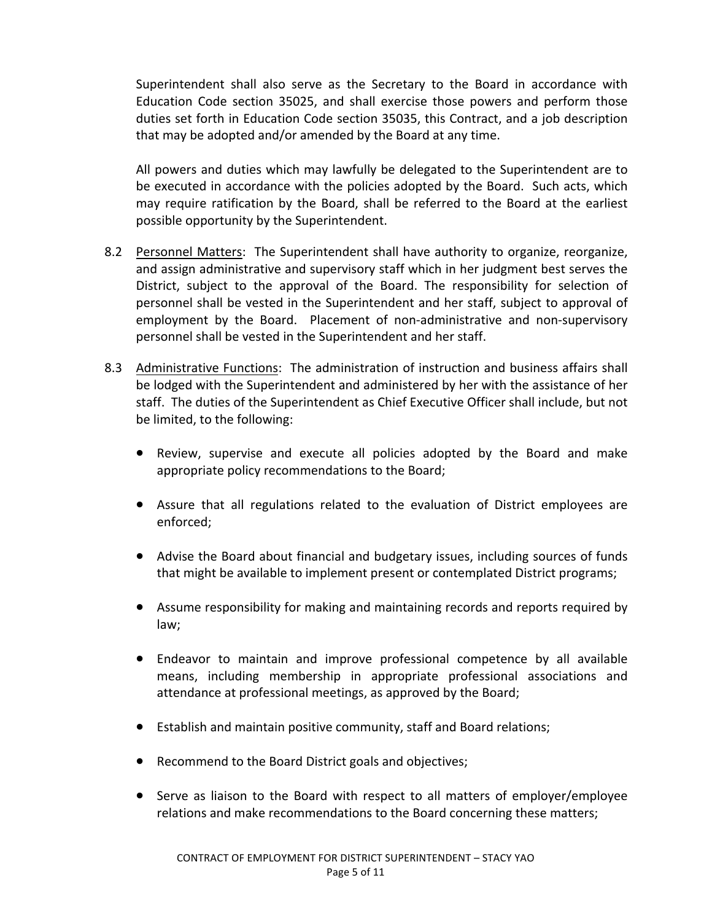Superintendent shall also serve as the Secretary to the Board in accordance with Education Code section 35025, and shall exercise those powers and perform those duties set forth in Education Code section 35035, this Contract, and a job description that may be adopted and/or amended by the Board at any time.

All powers and duties which may lawfully be delegated to the Superintendent are to be executed in accordance with the policies adopted by the Board. Such acts, which may require ratification by the Board, shall be referred to the Board at the earliest possible opportunity by the Superintendent.

8.2 Personnel Matters: The Superintendent shall have authority to organize, reorganize, and assign administrative and supervisory staff which in her judgment best serves the District, subject to the approval of the Board. The responsibility for selection of personnel shall be vested in the Superintendent and her staff, subject to approval of employment by the Board. Placement of non-administrative and non-supervisory personnel shall be vested in the Superintendent and her staff.

8.3 Administrative Functions: The administration of instruction and business affairs shall be lodged with the Superintendent and administered by her with the assistance of her staff. The duties of the Superintendent as Chief Executive Officer shall include, but not be limited, to the following:

- Review, supervise and execute all policies adopted by the Board and make appropriate policy recommendations to the Board;
- Assure that all regulations related to the evaluation of District employees are enforced;
- Advise the Board about financial and budgetary issues, including sources of funds that might be available to implement present or contemplated District programs;
- Assume responsibility for making and maintaining records and reports required by law;
- Endeavor to maintain and improve professional competence by all available means, including membership in appropriate professional associations and attendance at professional meetings, as approved by the Board;
- Establish and maintain positive community, staff and Board relations;
- Recommend to the Board District goals and objectives;
- Serve as liaison to the Board with respect to all matters of employer/employee relations and make recommendations to the Board concerning these matters;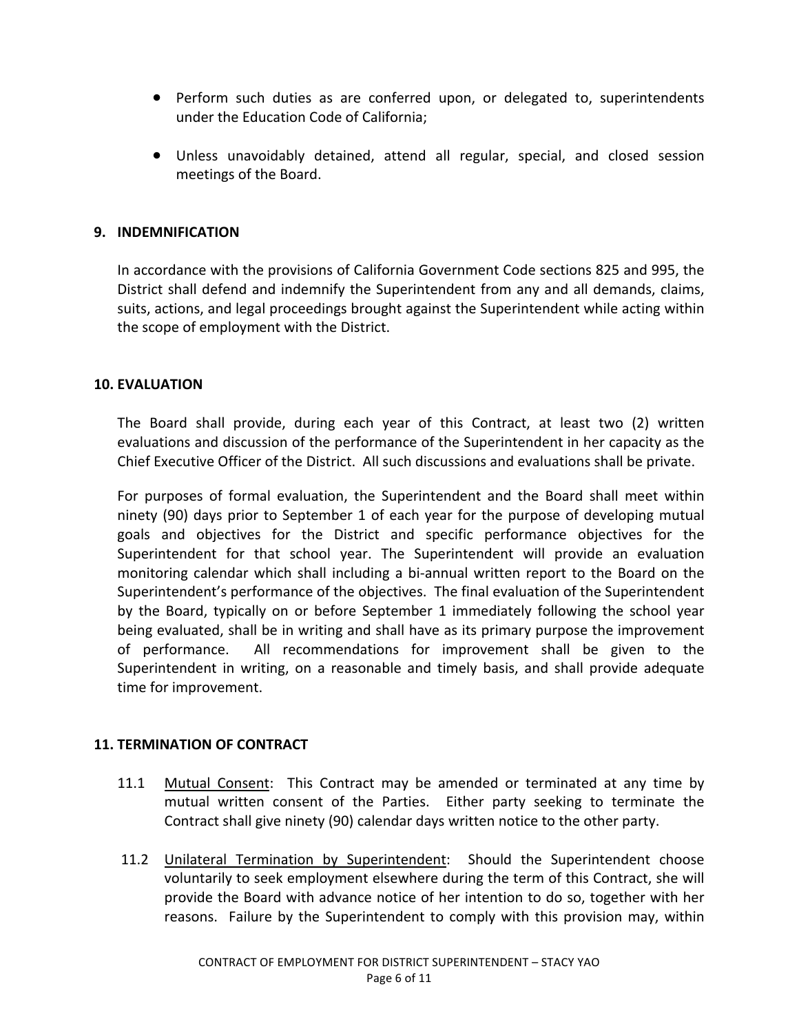- Perform such duties as are conferred upon, or delegated to, superintendents under the Education Code of California;
- Unless unavoidably detained, attend all regular, special, and closed session meetings of the Board.

## 9. INDEMNIFICATION

In accordance with the provisions of California Government Code sections 825 and 995, the District shall defend and indemnify the Superintendent from any and all demands, claims, suits, actions, and legal proceedings brought against the Superintendent while acting within the scope of employment with the District.

## 10. EVALUATION

The Board shall provide, during each year of this Contract, at least two (2) written evaluations and discussion of the performance of the Superintendent in her capacity as the Chief Executive Officer of the District. All such discussions and evaluations shall be private.

For purposes of formal evaluation, the Superintendent and the Board shall meet within ninety (90) days prior to September 1 of each year for the purpose of developing mutual goals and objectives for the District and specific performance objectives for the Superintendent for that school year. The Superintendent will provide an evaluation monitoring calendar which shall including a bi-annual written report to the Board on the Superintendent's performance of the objectives. The final evaluation of the Superintendent by the Board, typically on or before September 1 immediately following the school year being evaluated, shall be in writing and shall have as its primary purpose the improvement of performance. All recommendations for improvement shall be given to the Superintendent in writing, on a reasonable and timely basis, and shall provide adequate time for improvement.

## 11. TERMINATION OF CONTRACT

11.1 Mutual Consent: This Contract may be amended or terminated at any time by mutual written consent of the Parties. Either party seeking to terminate the Contract shall give ninety (90) calendar days written notice to the other party.

11.2 Unilateral Termination by Superintendent: Should the Superintendent choose voluntarily to seek employment elsewhere during the term of this Contract, she will provide the Board with advance notice of her intention to do so, together with her reasons. Failure by the Superintendent to comply with this provision may, within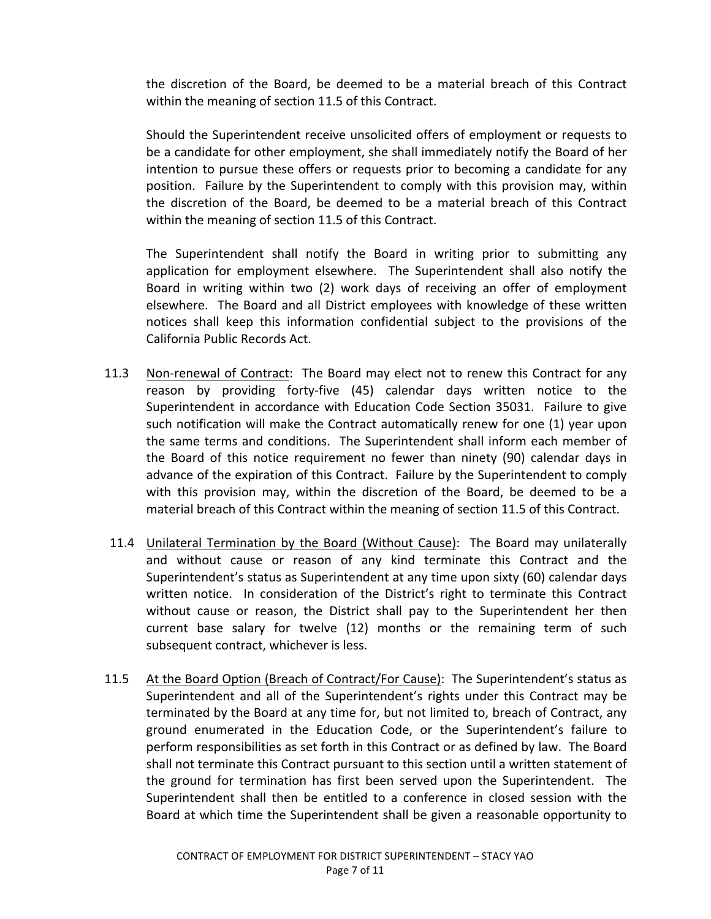the discretion of the Board, be deemed to be a material breach of this Contract within the meaning of section 11.5 of this Contract.

Should the Superintendent receive unsolicited offers of employment or requests to be a candidate for other employment, she shall immediately notify the Board of her intention to pursue these offers or requests prior to becoming a candidate for any position. Failure by the Superintendent to comply with this provision may, within the discretion of the Board, be deemed to be a material breach of this Contract within the meaning of section 11.5 of this Contract.

The Superintendent shall notify the Board in writing prior to submitting any application for employment elsewhere. The Superintendent shall also notify the Board in writing within two (2) work days of receiving an offer of employment elsewhere. The Board and all District employees with knowledge of these written notices shall keep this information confidential subject to the provisions of the California Public Records Act.

11.3 Non-renewal of Contract: The Board may elect not to renew this Contract for any reason by providing forty-five (45) calendar days written notice to the Superintendent in accordance with Education Code Section 35031. Failure to give such notification will make the Contract automatically renew for one (1) year upon the same terms and conditions. The Superintendent shall inform each member of the Board of this notice requirement no fewer than ninety (90) calendar days in advance of the expiration of this Contract. Failure by the Superintendent to comply with this provision may, within the discretion of the Board, be deemed to be a material breach of this Contract within the meaning of section 11.5 of this Contract.

11.4 Unilateral Termination by the Board (Without Cause): The Board may unilaterally and without cause or reason of any kind terminate this Contract and the Superintendent's status as Superintendent at any time upon sixty (60) calendar days written notice. In consideration of the District's right to terminate this Contract without cause or reason, the District shall pay to the Superintendent her then current base salary for twelve (12) months or the remaining term of such subsequent contract, whichever is less.

11.5 At the Board Option (Breach of Contract/For Cause): The Superintendent's status as Superintendent and all of the Superintendent's rights under this Contract may be terminated by the Board at any time for, but not limited to, breach of Contract, any ground enumerated in the Education Code, or the Superintendent's failure to perform responsibilities as set forth in this Contract or as defined by law. The Board shall not terminate this Contract pursuant to this section until a written statement of the ground for termination has first been served upon the Superintendent. The Superintendent shall then be entitled to a conference in closed session with the Board at which time the Superintendent shall be given a reasonable opportunity to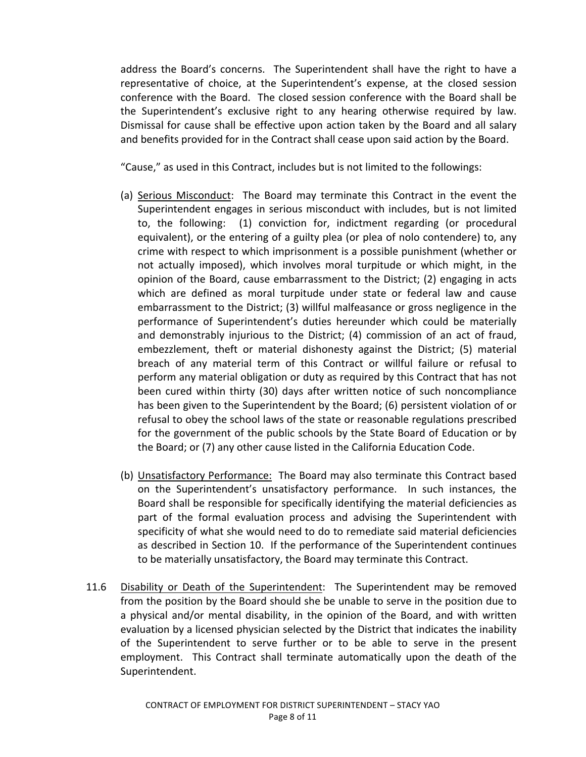address the Board's concerns. The Superintendent shall have the right to have a representative of choice, at the Superintendent's expense, at the closed session conference with the Board. The closed session conference with the Board shall be the Superintendent's exclusive right to any hearing otherwise required by law. Dismissal for cause shall be effective upon action taken by the Board and all salary and benefits provided for in the Contract shall cease upon said action by the Board.

"Cause," as used in this Contract, includes but is not limited to the followings:

(a) Serious Misconduct: The Board may terminate this Contract in the event the Superintendent engages in serious misconduct with includes, but is not limited to, the following: (1) conviction for, indictment regarding (or procedural equivalent), or the entering of a guilty plea (or plea of nolo contendere) to, any crime with respect to which imprisonment is a possible punishment (whether or not actually imposed), which involves moral turpitude or which might, in the opinion of the Board, cause embarrassment to the District; (2) engaging in acts which are defined as moral turpitude under state or federal law and cause embarrassment to the District; (3) willful malfeasance or gross negligence in the performance of Superintendent's duties hereunder which could be materially and demonstrably injurious to the District; (4) commission of an act of fraud, embezzlement, theft or material dishonesty against the District; (5) material breach of any material term of this Contract or willful failure or refusal to perform any material obligation or duty as required by this Contract that has not been cured within thirty (30) days after written notice of such noncompliance has been given to the Superintendent by the Board; (6) persistent violation of or refusal to obey the school laws of the state or reasonable regulations prescribed for the government of the public schools by the State Board of Education or by the Board; or (7) any other cause listed in the California Education Code.

(b) Unsatisfactory Performance: The Board may also terminate this Contract based on the Superintendent's unsatisfactory performance. In such instances, the Board shall be responsible for specifically identifying the material deficiencies as part of the formal evaluation process and advising the Superintendent with specificity of what she would need to do to remediate said material deficiencies as described in Section 10. If the performance of the Superintendent continues to be materially unsatisfactory, the Board may terminate this Contract.

11.6 Disability or Death of the Superintendent: The Superintendent may be removed from the position by the Board should she be unable to serve in the position due to a physical and/or mental disability, in the opinion of the Board, and with written evaluation by a licensed physician selected by the District that indicates the inability of the Superintendent to serve further or to be able to serve in the present employment. This Contract shall terminate automatically upon the death of the Superintendent.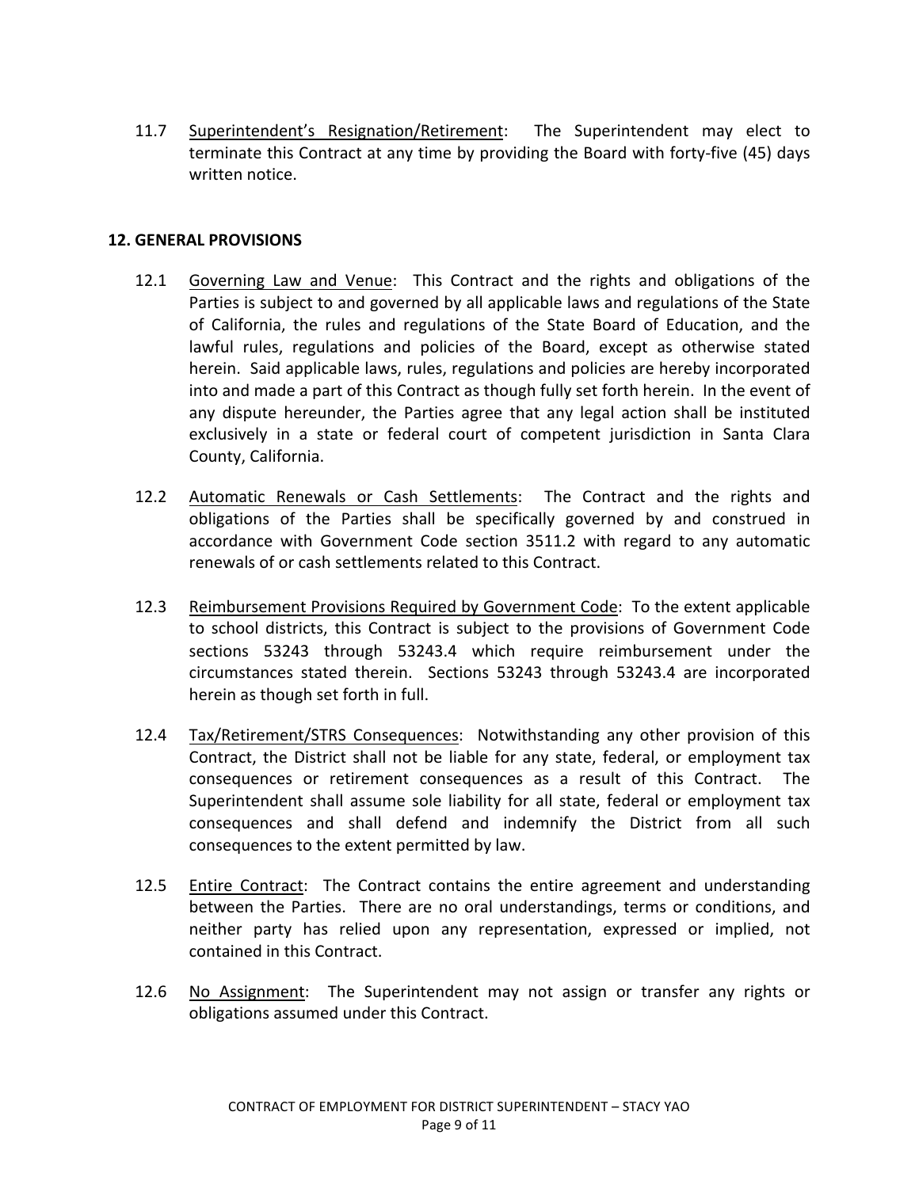11.7 <u>Superintendent's Resignation/Retirement</u>: The Superintendent may elect to terminate this Contract at any time by providing the Board with forty-five (45) days written notice.

## 12. GENERAL PROVISIONS

12.1 <u>Governing Law and Venue</u>: This Contract and the rights and obligations of the Parties is subject to and governed by all applicable laws and regulations of the State of California, the rules and regulations of the State Board of Education, and the lawful rules, regulations and policies of the Board, except as otherwise stated herein. Said applicable laws, rules, regulations and policies are hereby incorporated into and made a part of this Contract as though fully set forth herein. In the event of any dispute hereunder, the Parties agree that any legal action shall be instituted exclusively in a state or federal court of competent jurisdiction in Santa Clara County, California.

12.2 <u>Automatic Renewals or Cash Settlements</u>: The Contract and the rights and obligations of the Parties shall be specifically governed by and construed in accordance with Government Code section 3511.2 with regard to any automatic renewals of or cash settlements related to this Contract.

12.3 <u>Reimbursement Provisions Required by Government Code</u>: To the extent applicable to school districts, this Contract is subject to the provisions of Government Code sections 53243 through 53243.4 which require reimbursement under the circumstances stated therein. Sections 53243 through 53243.4 are incorporated herein as though set forth in full.

12.4 <u>Tax/Retirement/STRS Consequences</u>: Notwithstanding any other provision of this Contract, the District shall not be liable for any state, federal, or employment tax consequences or retirement consequences as a result of this Contract. The Superintendent shall assume sole liability for all state, federal or employment tax consequences and shall defend and indemnify the District from all such consequences to the extent permitted by law.

12.5 <u>Entire Contract</u>: The Contract contains the entire agreement and understanding between the Parties. There are no oral understandings, terms or conditions, and neither party has relied upon any representation, expressed or implied, not contained in this Contract.

12.6 <u>No Assignment</u>: The Superintendent may not assign or transfer any rights or obligations assumed under this Contract.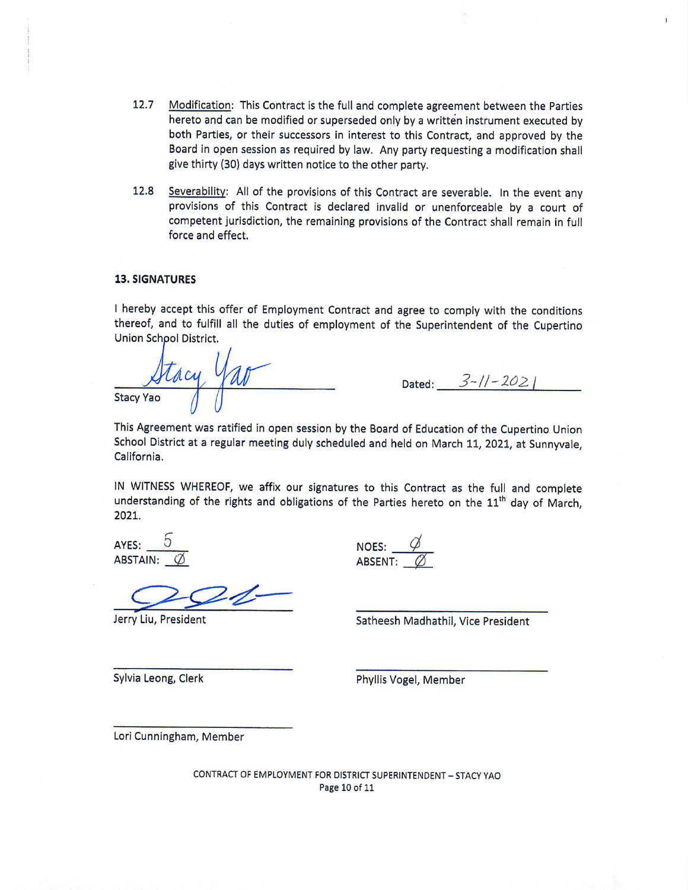12.7 Modification: This Contract is the full and complete agreement between the Parties hereto and can be modified or superseded only by a written instrument executed by both Parties, or their successors in interest to this Contract, and approved by the Board in open session as required by law. Any party requesting a modification shall give thirty (30) days written notice to the other party.

12.8 Severability: All of the provisions of this Contract are severable. In the event any provisions of this Contract is declared invalid or unenforceable by a court of competent jurisdiction, the remaining provisions of the Contract shall remain in full force and effect.

**13. SIGNATURES**

I hereby accept this offer of Employment Contract and agree to comply with the conditions thereof, and to fulfill all the duties of employment of the Superintendent of the Cupertino Union School District.

Stacy Yao

Stacy Yao

Dated: 3-11-2021

This Agreement was ratified in open session by the Board of Education of the Cupertino Union School District at a regular meeting duly scheduled and held on March 11, 2021, at Sunnyvale, California.

IN WITNESS WHEREOF, we affix our signatures to this Contract as the full and complete understanding of the rights and obligations of the Parties hereto on the 11th day of March, 2021.

AYES: 5
ABSTAIN: Ø

NOES: Ø
ABSENT: Ø

Jerry Liu, President

Satheesh Madhathil, Vice President

Sylvia Leong, Clerk

Phyllis Vogel, Member

Lori Cunningham, Member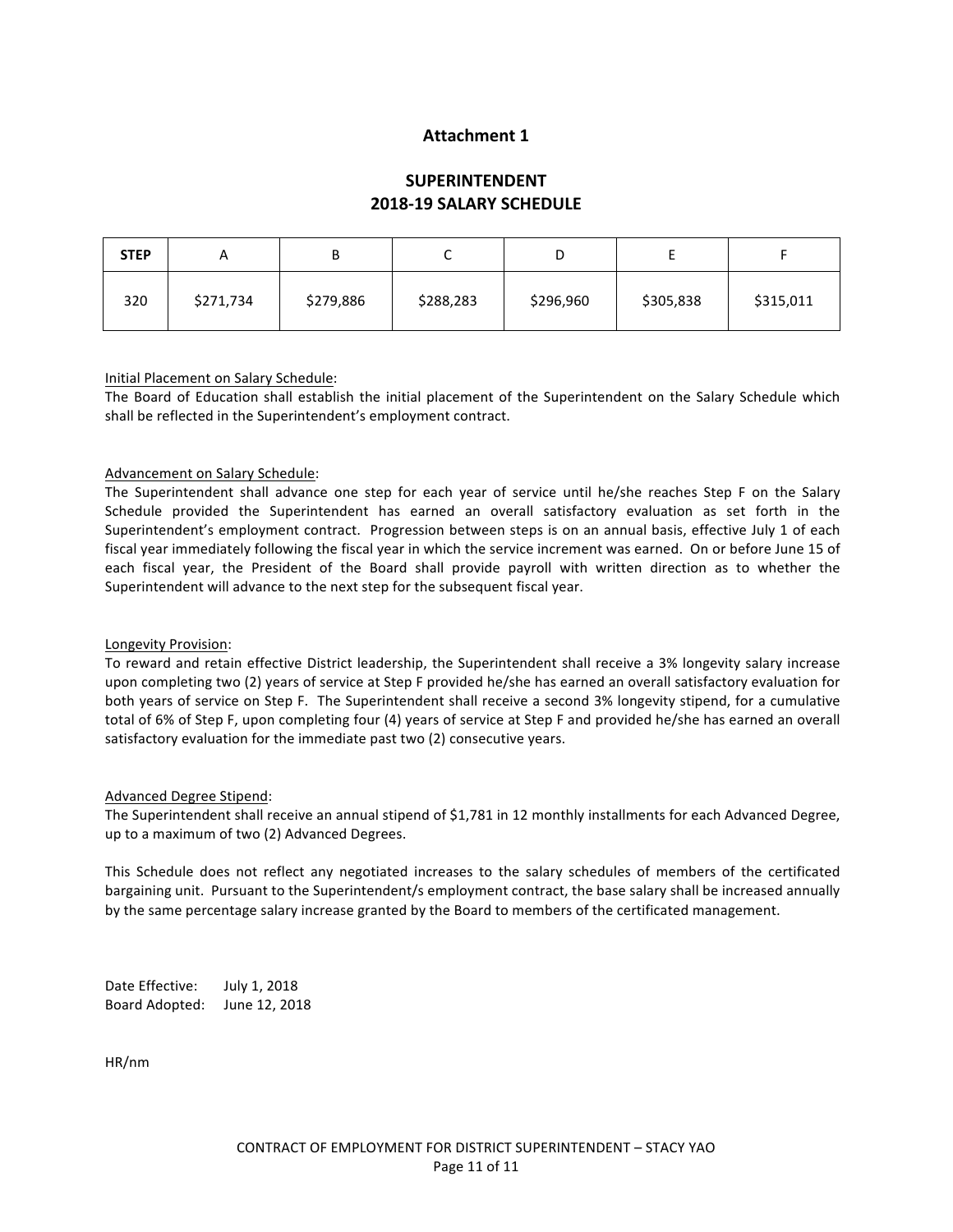## Attachment 1

## SUPERINTENDENT
## 2018-19 SALARY SCHEDULE

| STEP | A | B | C | D | E | F |
|---|---|---|---|---|---|---|
| 320 | $271,734 | $279,886 | $288,283 | $296,960 | $305,838 | $315,011 |

Initial Placement on Salary Schedule:
The Board of Education shall establish the initial placement of the Superintendent on the Salary Schedule which shall be reflected in the Superintendent's employment contract.

Advancement on Salary Schedule:
The Superintendent shall advance one step for each year of service until he/she reaches Step F on the Salary Schedule provided the Superintendent has earned an overall satisfactory evaluation as set forth in the Superintendent's employment contract. Progression between steps is on an annual basis, effective July 1 of each fiscal year immediately following the fiscal year in which the service increment was earned. On or before June 15 of each fiscal year, the President of the Board shall provide payroll with written direction as to whether the Superintendent will advance to the next step for the subsequent fiscal year.

Longevity Provision:
To reward and retain effective District leadership, the Superintendent shall receive a 3% longevity salary increase upon completing two (2) years of service at Step F provided he/she has earned an overall satisfactory evaluation for both years of service on Step F. The Superintendent shall receive a second 3% longevity stipend, for a cumulative total of 6% of Step F, upon completing four (4) years of service at Step F and provided he/she has earned an overall satisfactory evaluation for the immediate past two (2) consecutive years.

Advanced Degree Stipend:
The Superintendent shall receive an annual stipend of $1,781 in 12 monthly installments for each Advanced Degree, up to a maximum of two (2) Advanced Degrees.

This Schedule does not reflect any negotiated increases to the salary schedules of members of the certificated bargaining unit. Pursuant to the Superintendent/s employment contract, the base salary shall be increased annually by the same percentage salary increase granted by the Board to members of the certificated management.

Date Effective: July 1, 2018
Board Adopted: June 12, 2018

HR/nm

CONTRACT OF EMPLOYMENT FOR DISTRICT SUPERINTENDENT – STACY YAO